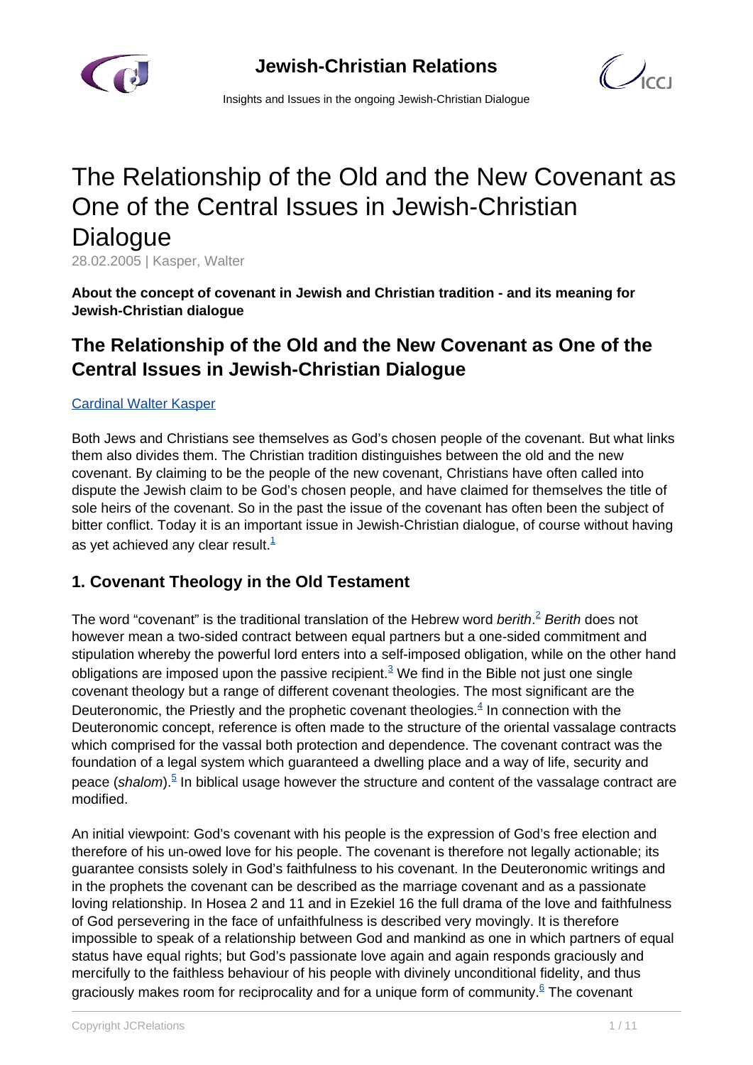# The Relationship of the Old and the New Covenant as One of the Central Issues in Jewish-Christian Dialogue

28.02.2005 | Kasper, Walter

**About the concept of covenant in Jewish and Christian tradition - and its meaning for Jewish-Christian dialogue**

## The Relationship of the Old and the New Covenant as One of the Central Issues in Jewish-Christian Dialogue

Cardinal Walter Kasper

Both Jews and Christians see themselves as God's chosen people of the covenant. But what links them also divides them. The Christian tradition distinguishes between the old and the new covenant. By claiming to be the people of the new covenant, Christians have often called into dispute the Jewish claim to be God's chosen people, and have claimed for themselves the title of sole heirs of the covenant. So in the past the issue of the covenant has often been the subject of bitter conflict. Today it is an important issue in Jewish-Christian dialogue, of course without having as yet achieved any clear result.[1]

### 1. Covenant Theology in the Old Testament

The word "covenant" is the traditional translation of the Hebrew word *berith*.[2] *Berith* does not however mean a two-sided contract between equal partners but a one-sided commitment and stipulation whereby the powerful lord enters into a self-imposed obligation, while on the other hand obligations are imposed upon the passive recipient.[3] We find in the Bible not just one single covenant theology but a range of different covenant theologies. The most significant are the Deuteronomic, the Priestly and the prophetic covenant theologies.[4] In connection with the Deuteronomic concept, reference is often made to the structure of the oriental vassalage contracts which comprised for the vassal both protection and dependence. The covenant contract was the foundation of a legal system which guaranteed a dwelling place and a way of life, security and peace (*shalom*).[5] In biblical usage however the structure and content of the vassalage contract are modified.

An initial viewpoint: God's covenant with his people is the expression of God's free election and therefore of his un-owed love for his people. The covenant is therefore not legally actionable; its guarantee consists solely in God's faithfulness to his covenant. In the Deuteronomic writings and in the prophets the covenant can be described as the marriage covenant and as a passionate loving relationship. In Hosea 2 and 11 and in Ezekiel 16 the full drama of the love and faithfulness of God persevering in the face of unfaithfulness is described very movingly. It is therefore impossible to speak of a relationship between God and mankind as one in which partners of equal status have equal rights; but God's passionate love again and again responds graciously and mercifully to the faithless behaviour of his people with divinely unconditional fidelity, and thus graciously makes room for reciprocality and for a unique form of community.[6] The covenant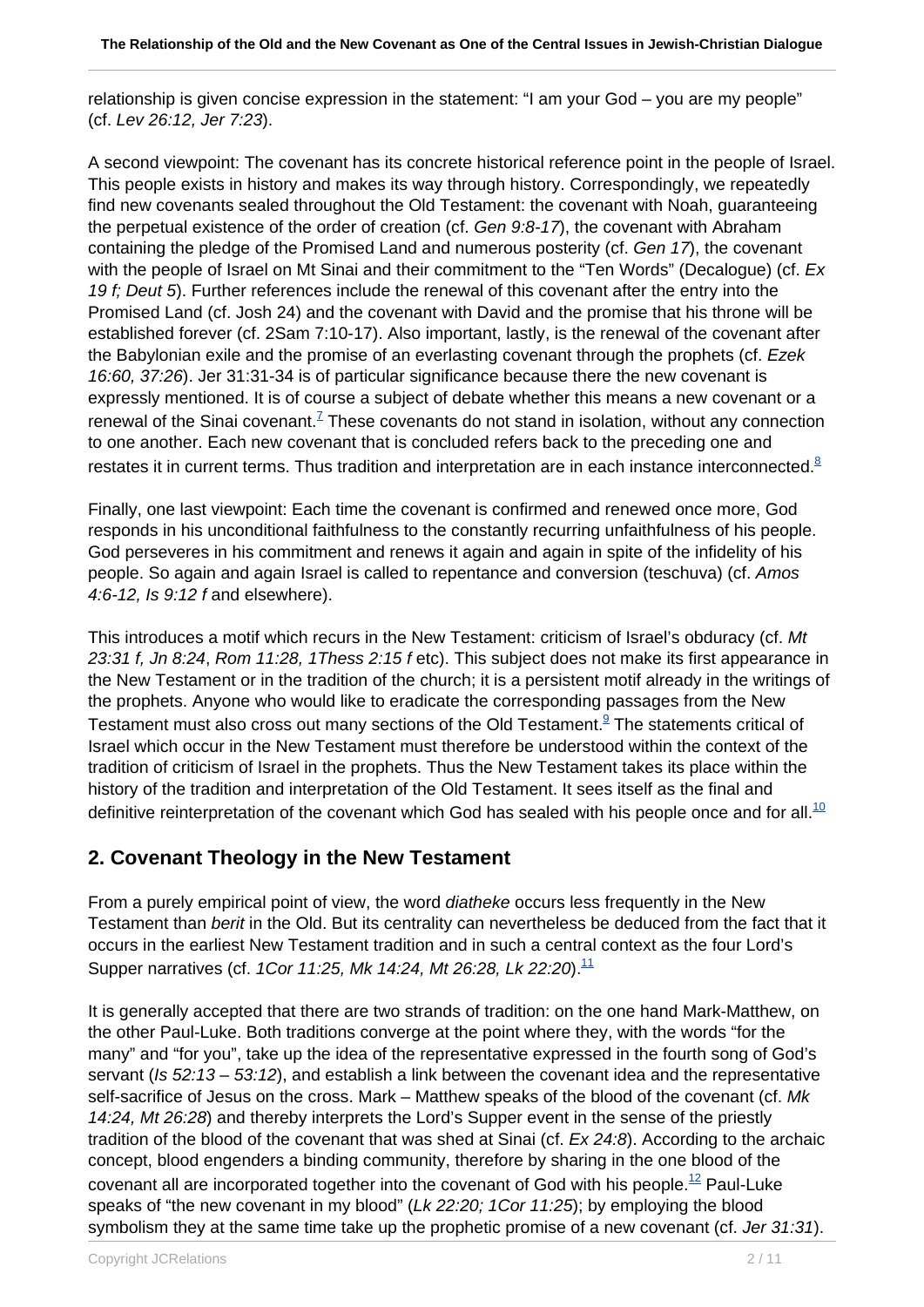relationship is given concise expression in the statement: "I am your God – you are my people" (cf. *Lev 26:12, Jer 7:23*).

A second viewpoint: The covenant has its concrete historical reference point in the people of Israel. This people exists in history and makes its way through history. Correspondingly, we repeatedly find new covenants sealed throughout the Old Testament: the covenant with Noah, guaranteeing the perpetual existence of the order of creation (cf. *Gen 9:8-17*), the covenant with Abraham containing the pledge of the Promised Land and numerous posterity (cf. *Gen 17*), the covenant with the people of Israel on Mt Sinai and their commitment to the "Ten Words" (Decalogue) (cf. *Ex 19 f; Deut 5*). Further references include the renewal of this covenant after the entry into the Promised Land (cf. Josh 24) and the covenant with David and the promise that his throne will be established forever (cf. 2Sam 7:10-17). Also important, lastly, is the renewal of the covenant after the Babylonian exile and the promise of an everlasting covenant through the prophets (cf. *Ezek 16:60, 37:26*). Jer 31:31-34 is of particular significance because there the new covenant is expressly mentioned. It is of course a subject of debate whether this means a new covenant or a renewal of the Sinai covenant.[7] These covenants do not stand in isolation, without any connection to one another. Each new covenant that is concluded refers back to the preceding one and restates it in current terms. Thus tradition and interpretation are in each instance interconnected.[8]

Finally, one last viewpoint: Each time the covenant is confirmed and renewed once more, God responds in his unconditional faithfulness to the constantly recurring unfaithfulness of his people. God perseveres in his commitment and renews it again and again in spite of the infidelity of his people. So again and again Israel is called to repentance and conversion (teschuva) (cf. *Amos 4:6-12, Is 9:12 f* and elsewhere).

This introduces a motif which recurs in the New Testament: criticism of Israel's obduracy (cf. *Mt 23:31 f, Jn 8:24*, *Rom 11:28, 1Thess 2:15 f* etc). This subject does not make its first appearance in the New Testament or in the tradition of the church; it is a persistent motif already in the writings of the prophets. Anyone who would like to eradicate the corresponding passages from the New Testament must also cross out many sections of the Old Testament.[9] The statements critical of Israel which occur in the New Testament must therefore be understood within the context of the tradition of criticism of Israel in the prophets. Thus the New Testament takes its place within the history of the tradition and interpretation of the Old Testament. It sees itself as the final and definitive reinterpretation of the covenant which God has sealed with his people once and for all.[10]

## 2. Covenant Theology in the New Testament

From a purely empirical point of view, the word *diatheke* occurs less frequently in the New Testament than *berit* in the Old. But its centrality can nevertheless be deduced from the fact that it occurs in the earliest New Testament tradition and in such a central context as the four Lord's Supper narratives (cf. *1Cor 11:25, Mk 14:24, Mt 26:28, Lk 22:20*).[11]

It is generally accepted that there are two strands of tradition: on the one hand Mark-Matthew, on the other Paul-Luke. Both traditions converge at the point where they, with the words "for the many" and "for you", take up the idea of the representative expressed in the fourth song of God's servant (*Is 52:13 – 53:12*), and establish a link between the covenant idea and the representative self-sacrifice of Jesus on the cross. Mark – Matthew speaks of the blood of the covenant (cf. *Mk 14:24, Mt 26:28*) and thereby interprets the Lord's Supper event in the sense of the priestly tradition of the blood of the covenant that was shed at Sinai (cf. *Ex 24:8*). According to the archaic concept, blood engenders a binding community, therefore by sharing in the one blood of the covenant all are incorporated together into the covenant of God with his people.[12] Paul-Luke speaks of "the new covenant in my blood" (*Lk 22:20; 1Cor 11:25*); by employing the blood symbolism they at the same time take up the prophetic promise of a new covenant (cf. *Jer 31:31*).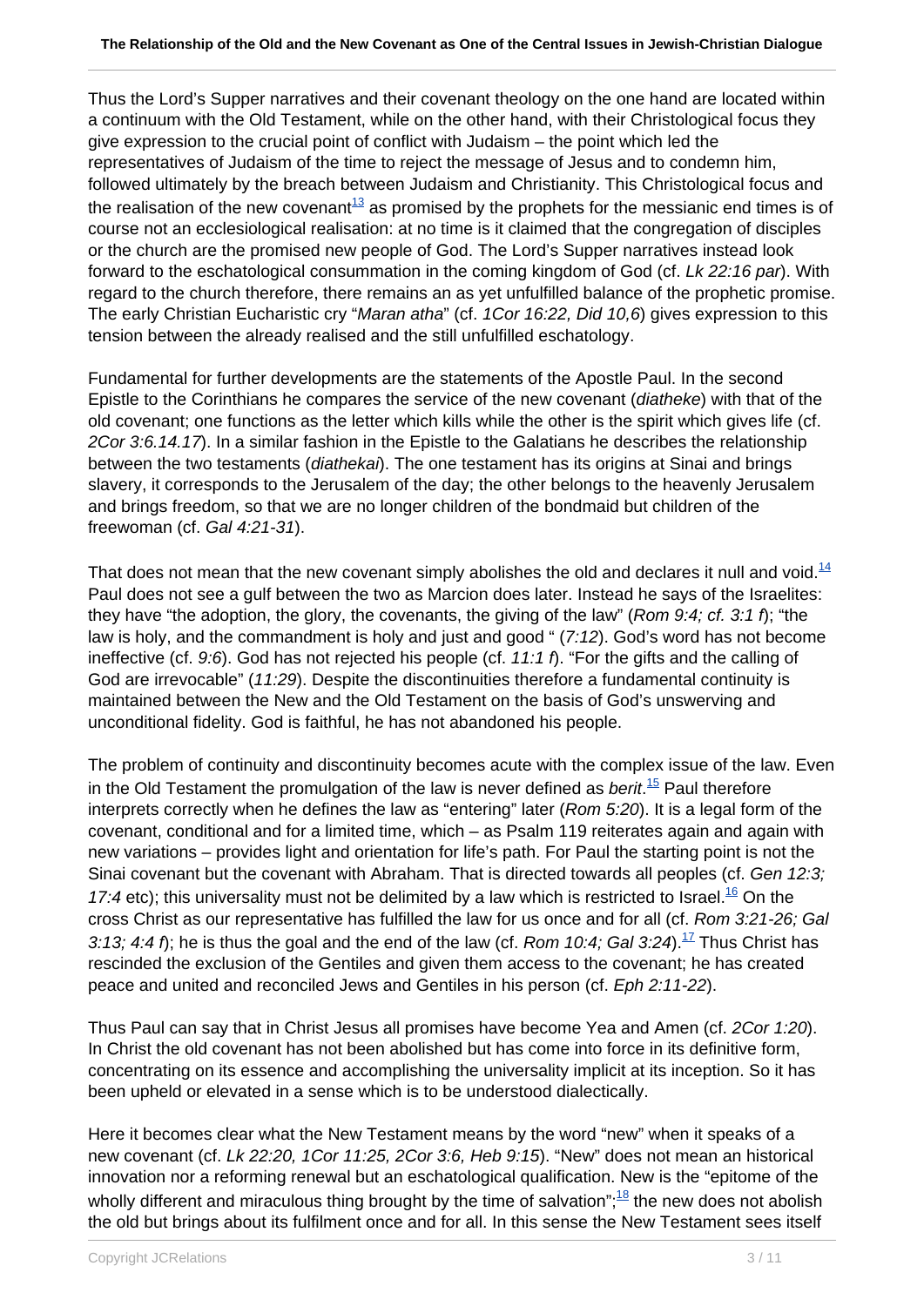Thus the Lord's Supper narratives and their covenant theology on the one hand are located within a continuum with the Old Testament, while on the other hand, with their Christological focus they give expression to the crucial point of conflict with Judaism – the point which led the representatives of Judaism of the time to reject the message of Jesus and to condemn him, followed ultimately by the breach between Judaism and Christianity. This Christological focus and the realisation of the new covenant[13] as promised by the prophets for the messianic end times is of course not an ecclesiological realisation: at no time is it claimed that the congregation of disciples or the church are the promised new people of God. The Lord's Supper narratives instead look forward to the eschatological consummation in the coming kingdom of God (cf. *Lk 22:16 par*). With regard to the church therefore, there remains an as yet unfulfilled balance of the prophetic promise. The early Christian Eucharistic cry "*Maran atha*" (cf. *1Cor 16:22, Did 10,6*) gives expression to this tension between the already realised and the still unfulfilled eschatology.

Fundamental for further developments are the statements of the Apostle Paul. In the second Epistle to the Corinthians he compares the service of the new covenant (*diatheke*) with that of the old covenant; one functions as the letter which kills while the other is the spirit which gives life (cf. *2Cor 3:6.14.17*). In a similar fashion in the Epistle to the Galatians he describes the relationship between the two testaments (*diathekai*). The one testament has its origins at Sinai and brings slavery, it corresponds to the Jerusalem of the day; the other belongs to the heavenly Jerusalem and brings freedom, so that we are no longer children of the bondmaid but children of the freewoman (cf. *Gal 4:21-31*).

That does not mean that the new covenant simply abolishes the old and declares it null and void.[14] Paul does not see a gulf between the two as Marcion does later. Instead he says of the Israelites: they have "the adoption, the glory, the covenants, the giving of the law" (*Rom 9:4; cf. 3:1 f*); "the law is holy, and the commandment is holy and just and good " (*7:12*). God's word has not become ineffective (cf. *9:6*). God has not rejected his people (cf. *11:1 f*). "For the gifts and the calling of God are irrevocable" (*11:29*). Despite the discontinuities therefore a fundamental continuity is maintained between the New and the Old Testament on the basis of God's unswerving and unconditional fidelity. God is faithful, he has not abandoned his people.

The problem of continuity and discontinuity becomes acute with the complex issue of the law. Even in the Old Testament the promulgation of the law is never defined as *berit*.[15] Paul therefore interprets correctly when he defines the law as "entering" later (*Rom 5:20*). It is a legal form of the covenant, conditional and for a limited time, which – as Psalm 119 reiterates again and again with new variations – provides light and orientation for life's path. For Paul the starting point is not the Sinai covenant but the covenant with Abraham. That is directed towards all peoples (cf. *Gen 12:3; 17:4* etc); this universality must not be delimited by a law which is restricted to Israel.[16] On the cross Christ as our representative has fulfilled the law for us once and for all (cf. *Rom 3:21-26; Gal 3:13; 4:4 f*); he is thus the goal and the end of the law (cf. *Rom 10:4; Gal 3:24*).[17] Thus Christ has rescinded the exclusion of the Gentiles and given them access to the covenant; he has created peace and united and reconciled Jews and Gentiles in his person (cf. *Eph 2:11-22*).

Thus Paul can say that in Christ Jesus all promises have become Yea and Amen (cf. *2Cor 1:20*). In Christ the old covenant has not been abolished but has come into force in its definitive form, concentrating on its essence and accomplishing the universality implicit at its inception. So it has been upheld or elevated in a sense which is to be understood dialectically.

Here it becomes clear what the New Testament means by the word "new" when it speaks of a new covenant (cf. *Lk 22:20, 1Cor 11:25, 2Cor 3:6, Heb 9:15*). "New" does not mean an historical innovation nor a reforming renewal but an eschatological qualification. New is the "epitome of the wholly different and miraculous thing brought by the time of salvation";[18] the new does not abolish the old but brings about its fulfilment once and for all. In this sense the New Testament sees itself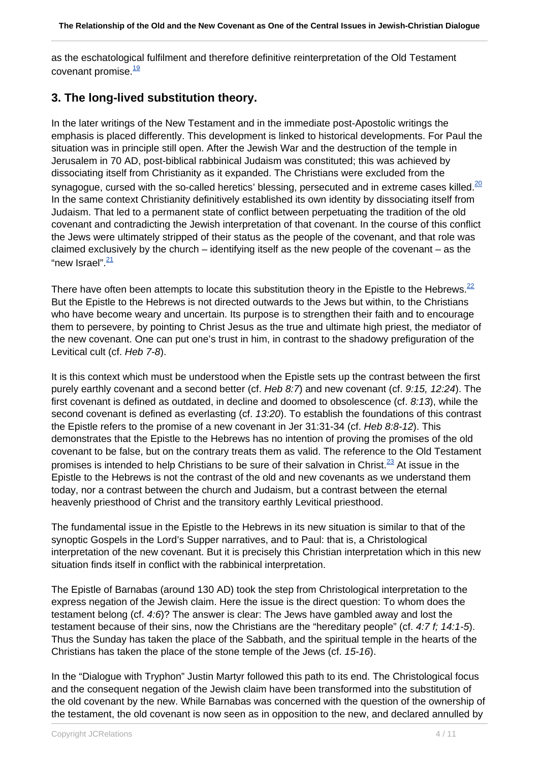as the eschatological fulfilment and therefore definitive reinterpretation of the Old Testament covenant promise.[19]

## 3. The long-lived substitution theory.

In the later writings of the New Testament and in the immediate post-Apostolic writings the emphasis is placed differently. This development is linked to historical developments. For Paul the situation was in principle still open. After the Jewish War and the destruction of the temple in Jerusalem in 70 AD, post-biblical rabbinical Judaism was constituted; this was achieved by dissociating itself from Christianity as it expanded. The Christians were excluded from the synagogue, cursed with the so-called heretics' blessing, persecuted and in extreme cases killed.[20] In the same context Christianity definitively established its own identity by dissociating itself from Judaism. That led to a permanent state of conflict between perpetuating the tradition of the old covenant and contradicting the Jewish interpretation of that covenant. In the course of this conflict the Jews were ultimately stripped of their status as the people of the covenant, and that role was claimed exclusively by the church – identifying itself as the new people of the covenant – as the "new Israel".[21]

There have often been attempts to locate this substitution theory in the Epistle to the Hebrews.[22] But the Epistle to the Hebrews is not directed outwards to the Jews but within, to the Christians who have become weary and uncertain. Its purpose is to strengthen their faith and to encourage them to persevere, by pointing to Christ Jesus as the true and ultimate high priest, the mediator of the new covenant. One can put one's trust in him, in contrast to the shadowy prefiguration of the Levitical cult (cf. *Heb 7-8*).

It is this context which must be understood when the Epistle sets up the contrast between the first purely earthly covenant and a second better (cf. *Heb 8:7*) and new covenant (cf. *9:15, 12:24*). The first covenant is defined as outdated, in decline and doomed to obsolescence (cf. *8:13*), while the second covenant is defined as everlasting (cf. *13:20*). To establish the foundations of this contrast the Epistle refers to the promise of a new covenant in Jer 31:31-34 (cf. *Heb 8:8-12*). This demonstrates that the Epistle to the Hebrews has no intention of proving the promises of the old covenant to be false, but on the contrary treats them as valid. The reference to the Old Testament promises is intended to help Christians to be sure of their salvation in Christ.[23] At issue in the Epistle to the Hebrews is not the contrast of the old and new covenants as we understand them today, nor a contrast between the church and Judaism, but a contrast between the eternal heavenly priesthood of Christ and the transitory earthly Levitical priesthood.

The fundamental issue in the Epistle to the Hebrews in its new situation is similar to that of the synoptic Gospels in the Lord's Supper narratives, and to Paul: that is, a Christological interpretation of the new covenant. But it is precisely this Christian interpretation which in this new situation finds itself in conflict with the rabbinical interpretation.

The Epistle of Barnabas (around 130 AD) took the step from Christological interpretation to the express negation of the Jewish claim. Here the issue is the direct question: To whom does the testament belong (cf. *4:6*)? The answer is clear: The Jews have gambled away and lost the testament because of their sins, now the Christians are the "hereditary people" (cf. *4:7 f; 14:1-5*). Thus the Sunday has taken the place of the Sabbath, and the spiritual temple in the hearts of the Christians has taken the place of the stone temple of the Jews (cf. *15-16*).

In the "Dialogue with Tryphon" Justin Martyr followed this path to its end. The Christological focus and the consequent negation of the Jewish claim have been transformed into the substitution of the old covenant by the new. While Barnabas was concerned with the question of the ownership of the testament, the old covenant is now seen as in opposition to the new, and declared annulled by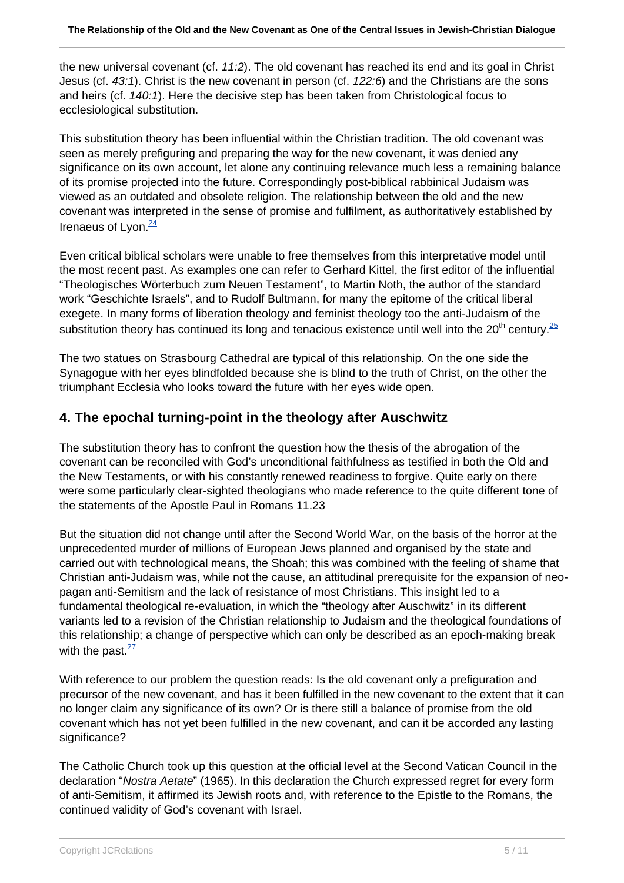the new universal covenant (cf. *11:2*). The old covenant has reached its end and its goal in Christ Jesus (cf. *43:1*). Christ is the new covenant in person (cf. *122:6*) and the Christians are the sons and heirs (cf. *140:1*). Here the decisive step has been taken from Christological focus to ecclesiological substitution.

This substitution theory has been influential within the Christian tradition. The old covenant was seen as merely prefiguring and preparing the way for the new covenant, it was denied any significance on its own account, let alone any continuing relevance much less a remaining balance of its promise projected into the future. Correspondingly post-biblical rabbinical Judaism was viewed as an outdated and obsolete religion. The relationship between the old and the new covenant was interpreted in the sense of promise and fulfilment, as authoritatively established by Irenaeus of Lyon.[24]

Even critical biblical scholars were unable to free themselves from this interpretative model until the most recent past. As examples one can refer to Gerhard Kittel, the first editor of the influential "Theologisches Wörterbuch zum Neuen Testament", to Martin Noth, the author of the standard work "Geschichte Israels", and to Rudolf Bultmann, for many the epitome of the critical liberal exegete. In many forms of liberation theology and feminist theology too the anti-Judaism of the substitution theory has continued its long and tenacious existence until well into the 20th century.[25]

The two statues on Strasbourg Cathedral are typical of this relationship. On the one side the Synagogue with her eyes blindfolded because she is blind to the truth of Christ, on the other the triumphant Ecclesia who looks toward the future with her eyes wide open.

## 4. The epochal turning-point in the theology after Auschwitz

The substitution theory has to confront the question how the thesis of the abrogation of the covenant can be reconciled with God's unconditional faithfulness as testified in both the Old and the New Testaments, or with his constantly renewed readiness to forgive. Quite early on there were some particularly clear-sighted theologians who made reference to the quite different tone of the statements of the Apostle Paul in Romans 11.23

But the situation did not change until after the Second World War, on the basis of the horror at the unprecedented murder of millions of European Jews planned and organised by the state and carried out with technological means, the Shoah; this was combined with the feeling of shame that Christian anti-Judaism was, while not the cause, an attitudinal prerequisite for the expansion of neo-pagan anti-Semitism and the lack of resistance of most Christians. This insight led to a fundamental theological re-evaluation, in which the "theology after Auschwitz" in its different variants led to a revision of the Christian relationship to Judaism and the theological foundations of this relationship; a change of perspective which can only be described as an epoch-making break with the past.[27]

With reference to our problem the question reads: Is the old covenant only a prefiguration and precursor of the new covenant, and has it been fulfilled in the new covenant to the extent that it can no longer claim any significance of its own? Or is there still a balance of promise from the old covenant which has not yet been fulfilled in the new covenant, and can it be accorded any lasting significance?

The Catholic Church took up this question at the official level at the Second Vatican Council in the declaration "*Nostra Aetate*" (1965). In this declaration the Church expressed regret for every form of anti-Semitism, it affirmed its Jewish roots and, with reference to the Epistle to the Romans, the continued validity of God's covenant with Israel.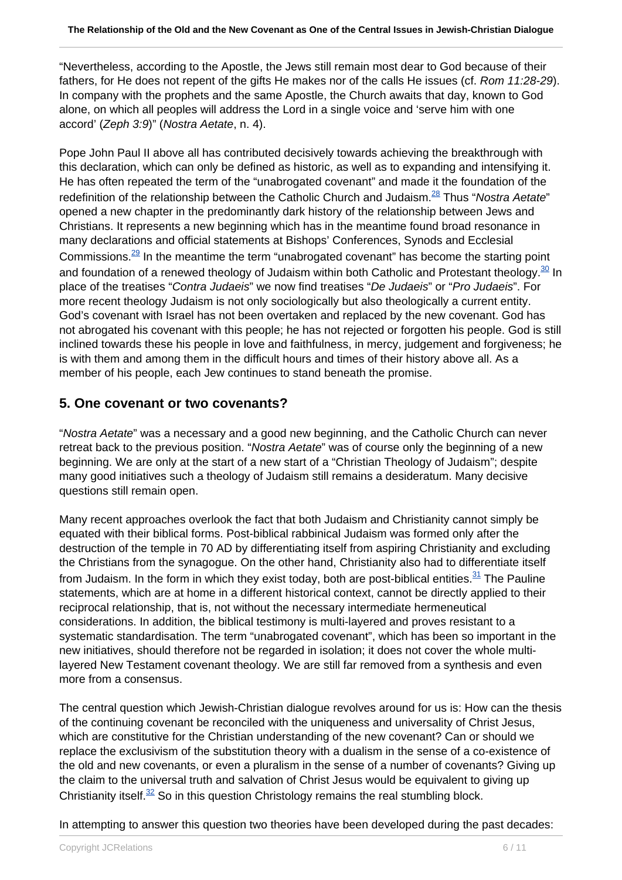“Nevertheless, according to the Apostle, the Jews still remain most dear to God because of their fathers, for He does not repent of the gifts He makes nor of the calls He issues (cf. *Rom 11:28-29*). In company with the prophets and the same Apostle, the Church awaits that day, known to God alone, on which all peoples will address the Lord in a single voice and ‘serve him with one accord’ (*Zeph 3:9*)” (*Nostra Aetate*, n. 4).

Pope John Paul II above all has contributed decisively towards achieving the breakthrough with this declaration, which can only be defined as historic, as well as to expanding and intensifying it. He has often repeated the term of the “unabrogated covenant” and made it the foundation of the redefinition of the relationship between the Catholic Church and Judaism.[28] Thus “*Nostra Aetate*” opened a new chapter in the predominantly dark history of the relationship between Jews and Christians. It represents a new beginning which has in the meantime found broad resonance in many declarations and official statements at Bishops’ Conferences, Synods and Ecclesial Commissions.[29] In the meantime the term “unabrogated covenant” has become the starting point and foundation of a renewed theology of Judaism within both Catholic and Protestant theology.[30] In place of the treatises “*Contra Judaeis*” we now find treatises “*De Judaeis*” or “*Pro Judaeis*”. For more recent theology Judaism is not only sociologically but also theologically a current entity. God’s covenant with Israel has not been overtaken and replaced by the new covenant. God has not abrogated his covenant with this people; he has not rejected or forgotten his people. God is still inclined towards these his people in love and faithfulness, in mercy, judgement and forgiveness; he is with them and among them in the difficult hours and times of their history above all. As a member of his people, each Jew continues to stand beneath the promise.

## 5. One covenant or two covenants?

“*Nostra Aetate*” was a necessary and a good new beginning, and the Catholic Church can never retreat back to the previous position. “*Nostra Aetate*” was of course only the beginning of a new beginning. We are only at the start of a new start of a “Christian Theology of Judaism”; despite many good initiatives such a theology of Judaism still remains a desideratum. Many decisive questions still remain open.

Many recent approaches overlook the fact that both Judaism and Christianity cannot simply be equated with their biblical forms. Post-biblical rabbinical Judaism was formed only after the destruction of the temple in 70 AD by differentiating itself from aspiring Christianity and excluding the Christians from the synagogue. On the other hand, Christianity also had to differentiate itself from Judaism. In the form in which they exist today, both are post-biblical entities.[31] The Pauline statements, which are at home in a different historical context, cannot be directly applied to their reciprocal relationship, that is, not without the necessary intermediate hermeneutical considerations. In addition, the biblical testimony is multi-layered and proves resistant to a systematic standardisation. The term “unabrogated covenant”, which has been so important in the new initiatives, should therefore not be regarded in isolation; it does not cover the whole multi-layered New Testament covenant theology. We are still far removed from a synthesis and even more from a consensus.

The central question which Jewish-Christian dialogue revolves around for us is: How can the thesis of the continuing covenant be reconciled with the uniqueness and universality of Christ Jesus, which are constitutive for the Christian understanding of the new covenant? Can or should we replace the exclusivism of the substitution theory with a dualism in the sense of a co-existence of the old and new covenants, or even a pluralism in the sense of a number of covenants? Giving up the claim to the universal truth and salvation of Christ Jesus would be equivalent to giving up Christianity itself.[32] So in this question Christology remains the real stumbling block.

In attempting to answer this question two theories have been developed during the past decades: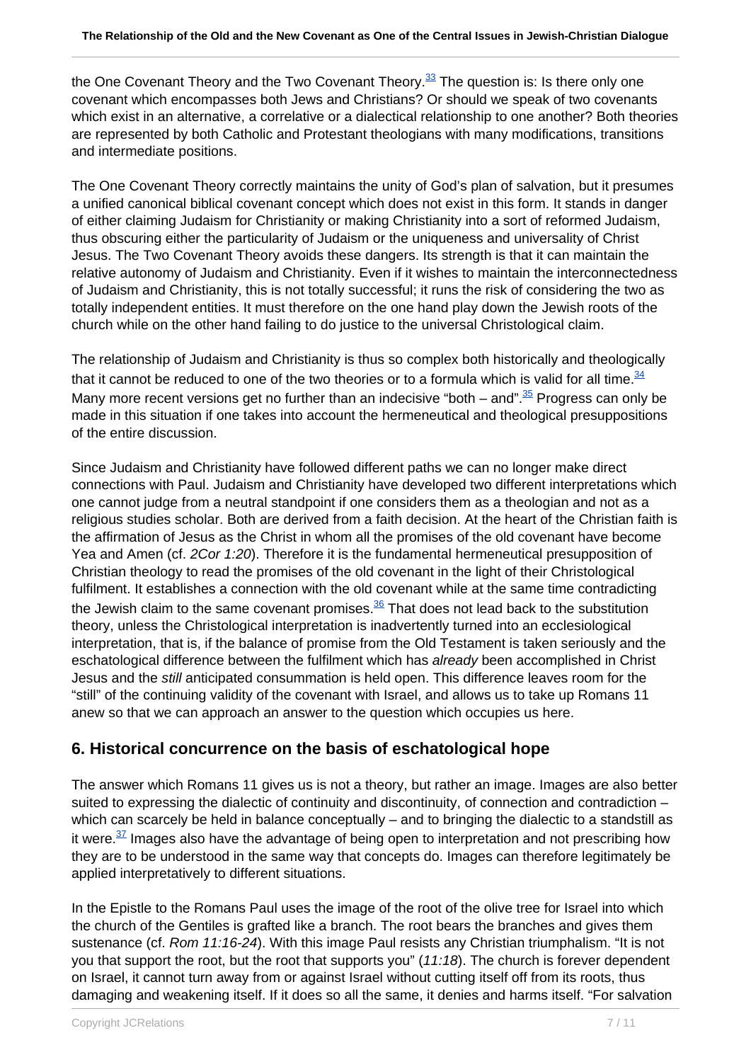the One Covenant Theory and the Two Covenant Theory.[33] The question is: Is there only one covenant which encompasses both Jews and Christians? Or should we speak of two covenants which exist in an alternative, a correlative or a dialectical relationship to one another? Both theories are represented by both Catholic and Protestant theologians with many modifications, transitions and intermediate positions.

The One Covenant Theory correctly maintains the unity of God's plan of salvation, but it presumes a unified canonical biblical covenant concept which does not exist in this form. It stands in danger of either claiming Judaism for Christianity or making Christianity into a sort of reformed Judaism, thus obscuring either the particularity of Judaism or the uniqueness and universality of Christ Jesus. The Two Covenant Theory avoids these dangers. Its strength is that it can maintain the relative autonomy of Judaism and Christianity. Even if it wishes to maintain the interconnectedness of Judaism and Christianity, this is not totally successful; it runs the risk of considering the two as totally independent entities. It must therefore on the one hand play down the Jewish roots of the church while on the other hand failing to do justice to the universal Christological claim.

The relationship of Judaism and Christianity is thus so complex both historically and theologically that it cannot be reduced to one of the two theories or to a formula which is valid for all time.[34] Many more recent versions get no further than an indecisive "both – and".[35] Progress can only be made in this situation if one takes into account the hermeneutical and theological presuppositions of the entire discussion.

Since Judaism and Christianity have followed different paths we can no longer make direct connections with Paul. Judaism and Christianity have developed two different interpretations which one cannot judge from a neutral standpoint if one considers them as a theologian and not as a religious studies scholar. Both are derived from a faith decision. At the heart of the Christian faith is the affirmation of Jesus as the Christ in whom all the promises of the old covenant have become Yea and Amen (cf. *2Cor 1:20*). Therefore it is the fundamental hermeneutical presupposition of Christian theology to read the promises of the old covenant in the light of their Christological fulfilment. It establishes a connection with the old covenant while at the same time contradicting the Jewish claim to the same covenant promises.[36] That does not lead back to the substitution theory, unless the Christological interpretation is inadvertently turned into an ecclesiological interpretation, that is, if the balance of promise from the Old Testament is taken seriously and the eschatological difference between the fulfilment which has *already* been accomplished in Christ Jesus and the *still* anticipated consummation is held open. This difference leaves room for the "still" of the continuing validity of the covenant with Israel, and allows us to take up Romans 11 anew so that we can approach an answer to the question which occupies us here.

## 6. Historical concurrence on the basis of eschatological hope

The answer which Romans 11 gives us is not a theory, but rather an image. Images are also better suited to expressing the dialectic of continuity and discontinuity, of connection and contradiction – which can scarcely be held in balance conceptually – and to bringing the dialectic to a standstill as it were.[37] Images also have the advantage of being open to interpretation and not prescribing how they are to be understood in the same way that concepts do. Images can therefore legitimately be applied interpretatively to different situations.

In the Epistle to the Romans Paul uses the image of the root of the olive tree for Israel into which the church of the Gentiles is grafted like a branch. The root bears the branches and gives them sustenance (cf. *Rom 11:16-24*). With this image Paul resists any Christian triumphalism. "It is not you that support the root, but the root that supports you" (*11:18*). The church is forever dependent on Israel, it cannot turn away from or against Israel without cutting itself off from its roots, thus damaging and weakening itself. If it does so all the same, it denies and harms itself. "For salvation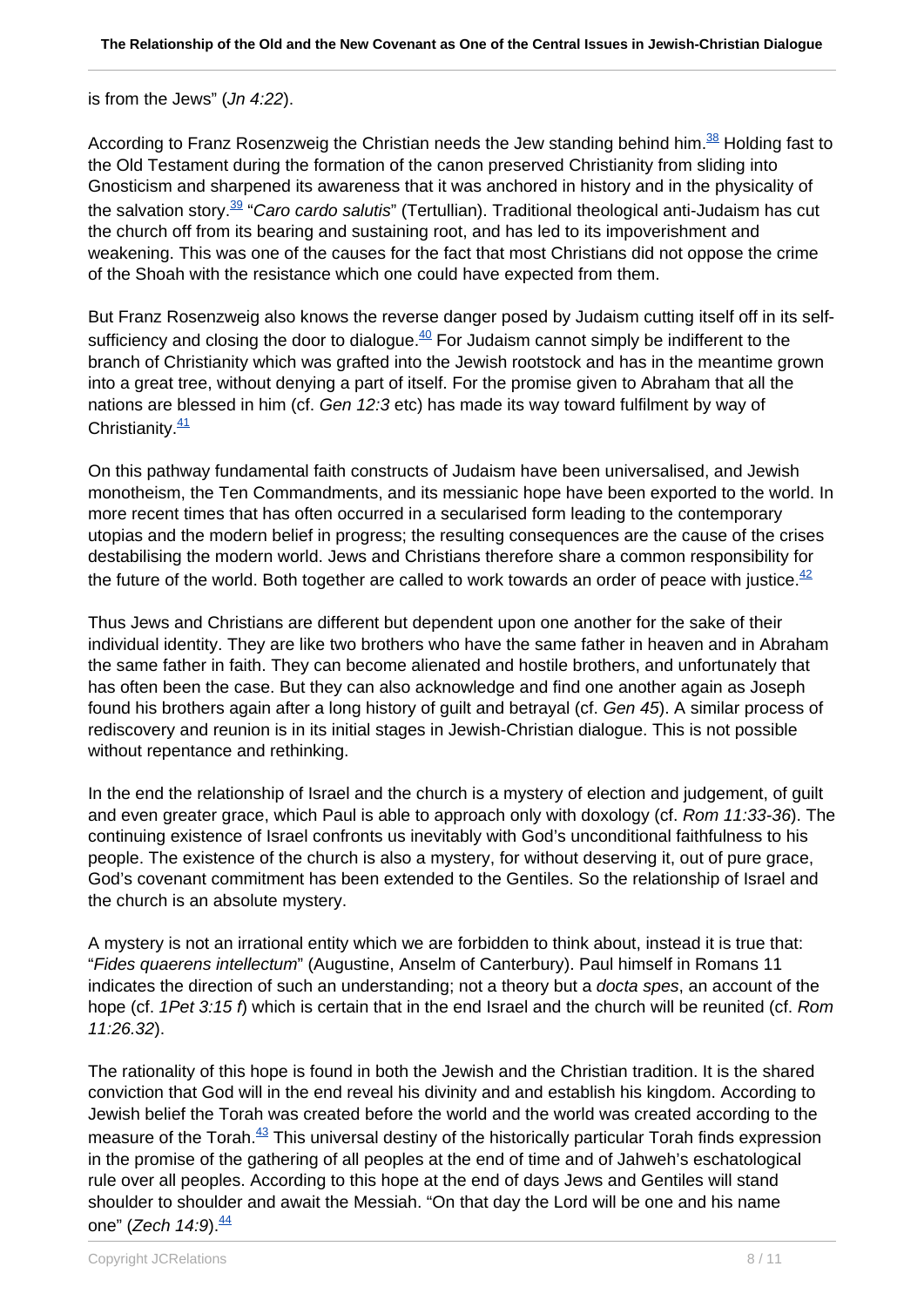is from the Jews" (*Jn 4:22*).

According to Franz Rosenzweig the Christian needs the Jew standing behind him.[38] Holding fast to the Old Testament during the formation of the canon preserved Christianity from sliding into Gnosticism and sharpened its awareness that it was anchored in history and in the physicality of the salvation story.[39] "*Caro cardo salutis*" (Tertullian). Traditional theological anti-Judaism has cut the church off from its bearing and sustaining root, and has led to its impoverishment and weakening. This was one of the causes for the fact that most Christians did not oppose the crime of the Shoah with the resistance which one could have expected from them.

But Franz Rosenzweig also knows the reverse danger posed by Judaism cutting itself off in its self-sufficiency and closing the door to dialogue.[40] For Judaism cannot simply be indifferent to the branch of Christianity which was grafted into the Jewish rootstock and has in the meantime grown into a great tree, without denying a part of itself. For the promise given to Abraham that all the nations are blessed in him (cf. *Gen 12:3* etc) has made its way toward fulfilment by way of Christianity.[41]

On this pathway fundamental faith constructs of Judaism have been universalised, and Jewish monotheism, the Ten Commandments, and its messianic hope have been exported to the world. In more recent times that has often occurred in a secularised form leading to the contemporary utopias and the modern belief in progress; the resulting consequences are the cause of the crises destabilising the modern world. Jews and Christians therefore share a common responsibility for the future of the world. Both together are called to work towards an order of peace with justice.[42]

Thus Jews and Christians are different but dependent upon one another for the sake of their individual identity. They are like two brothers who have the same father in heaven and in Abraham the same father in faith. They can become alienated and hostile brothers, and unfortunately that has often been the case. But they can also acknowledge and find one another again as Joseph found his brothers again after a long history of guilt and betrayal (cf. *Gen 45*). A similar process of rediscovery and reunion is in its initial stages in Jewish-Christian dialogue. This is not possible without repentance and rethinking.

In the end the relationship of Israel and the church is a mystery of election and judgement, of guilt and even greater grace, which Paul is able to approach only with doxology (cf. *Rom 11:33-36*). The continuing existence of Israel confronts us inevitably with God's unconditional faithfulness to his people. The existence of the church is also a mystery, for without deserving it, out of pure grace, God's covenant commitment has been extended to the Gentiles. So the relationship of Israel and the church is an absolute mystery.

A mystery is not an irrational entity which we are forbidden to think about, instead it is true that: "*Fides quaerens intellectum*" (Augustine, Anselm of Canterbury). Paul himself in Romans 11 indicates the direction of such an understanding; not a theory but a *docta spes*, an account of the hope (cf. *1Pet 3:15 f*) which is certain that in the end Israel and the church will be reunited (cf. *Rom 11:26.32*).

The rationality of this hope is found in both the Jewish and the Christian tradition. It is the shared conviction that God will in the end reveal his divinity and and establish his kingdom. According to Jewish belief the Torah was created before the world and the world was created according to the measure of the Torah.[43] This universal destiny of the historically particular Torah finds expression in the promise of the gathering of all peoples at the end of time and of Jahweh's eschatological rule over all peoples. According to this hope at the end of days Jews and Gentiles will stand shoulder to shoulder and await the Messiah. "On that day the Lord will be one and his name one" (*Zech 14:9*).[44]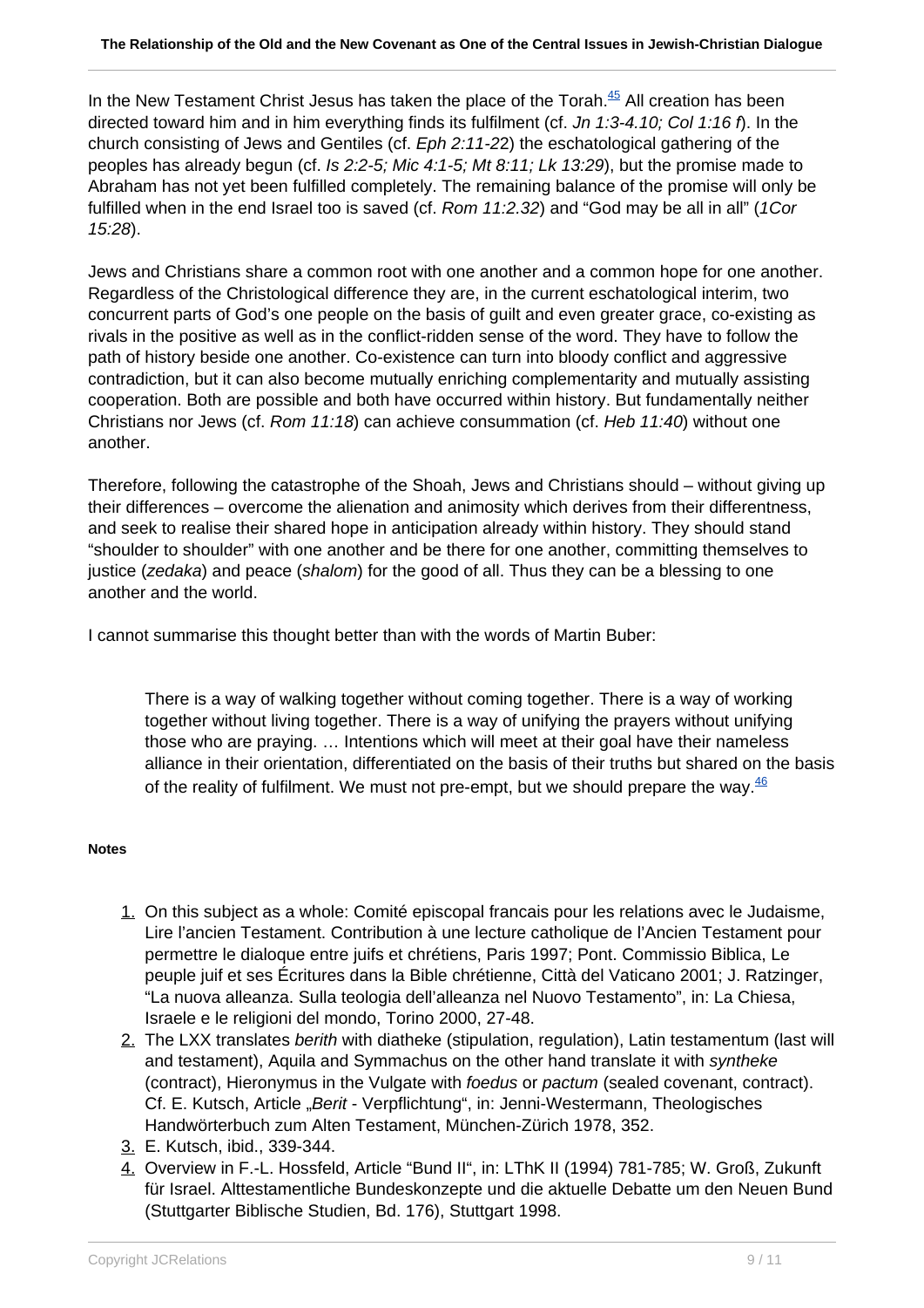In the New Testament Christ Jesus has taken the place of the Torah.[45] All creation has been directed toward him and in him everything finds its fulfilment (cf. *Jn 1:3-4.10; Col 1:16 f*). In the church consisting of Jews and Gentiles (cf. *Eph 2:11-2*2) the eschatological gathering of the peoples has already begun (cf. *Is 2:2-5; Mic 4:1-5; Mt 8:11; Lk 13:29*), but the promise made to Abraham has not yet been fulfilled completely. The remaining balance of the promise will only be fulfilled when in the end Israel too is saved (cf. *Rom 11:2.32*) and "God may be all in all" (*1Cor 15:28*).

Jews and Christians share a common root with one another and a common hope for one another. Regardless of the Christological difference they are, in the current eschatological interim, two concurrent parts of God's one people on the basis of guilt and even greater grace, co-existing as rivals in the positive as well as in the conflict-ridden sense of the word. They have to follow the path of history beside one another. Co-existence can turn into bloody conflict and aggressive contradiction, but it can also become mutually enriching complementarity and mutually assisting cooperation. Both are possible and both have occurred within history. But fundamentally neither Christians nor Jews (cf. *Rom 11:18*) can achieve consummation (cf. *Heb 11:40*) without one another.

Therefore, following the catastrophe of the Shoah, Jews and Christians should – without giving up their differences – overcome the alienation and animosity which derives from their differentness, and seek to realise their shared hope in anticipation already within history. They should stand "shoulder to shoulder" with one another and be there for one another, committing themselves to justice (*zedaka*) and peace (*shalom*) for the good of all. Thus they can be a blessing to one another and the world.

I cannot summarise this thought better than with the words of Martin Buber:

> There is a way of walking together without coming together. There is a way of working together without living together. There is a way of unifying the prayers without unifying those who are praying. … Intentions which will meet at their goal have their nameless alliance in their orientation, differentiated on the basis of their truths but shared on the basis of the reality of fulfilment. We must not pre-empt, but we should prepare the way.[46]

**Notes**

1. On this subject as a whole: Comité episcopal francais pour les relations avec le Judaisme, Lire l'ancien Testament. Contribution à une lecture catholique de l'Ancien Testament pour permettre le dialoque entre juifs et chrétiens, Paris 1997; Pont. Commissio Biblica, Le peuple juif et ses Écritures dans la Bible chrétienne, Città del Vaticano 2001; J. Ratzinger, "La nuova alleanza. Sulla teologia dell'alleanza nel Nuovo Testamento", in: La Chiesa, Israele e le religioni del mondo, Torino 2000, 27-48.
2. The LXX translates *berith* with diatheke (stipulation, regulation), Latin testamentum (last will and testament), Aquila and Symmachus on the other hand translate it with *syntheke* (contract), Hieronymus in the Vulgate with *foedus* or *pactum* (sealed covenant, contract). Cf. E. Kutsch, Article „*Berit* - Verpflichtung", in: Jenni-Westermann, Theologisches Handwörterbuch zum Alten Testament, München-Zürich 1978, 352.
3. E. Kutsch, ibid., 339-344.
4. Overview in F.-L. Hossfeld, Article "Bund II", in: LThK II (1994) 781-785; W. Groß, Zukunft für Israel. Alttestamentliche Bundeskonzepte und die aktuelle Debatte um den Neuen Bund (Stuttgarter Biblische Studien, Bd. 176), Stuttgart 1998.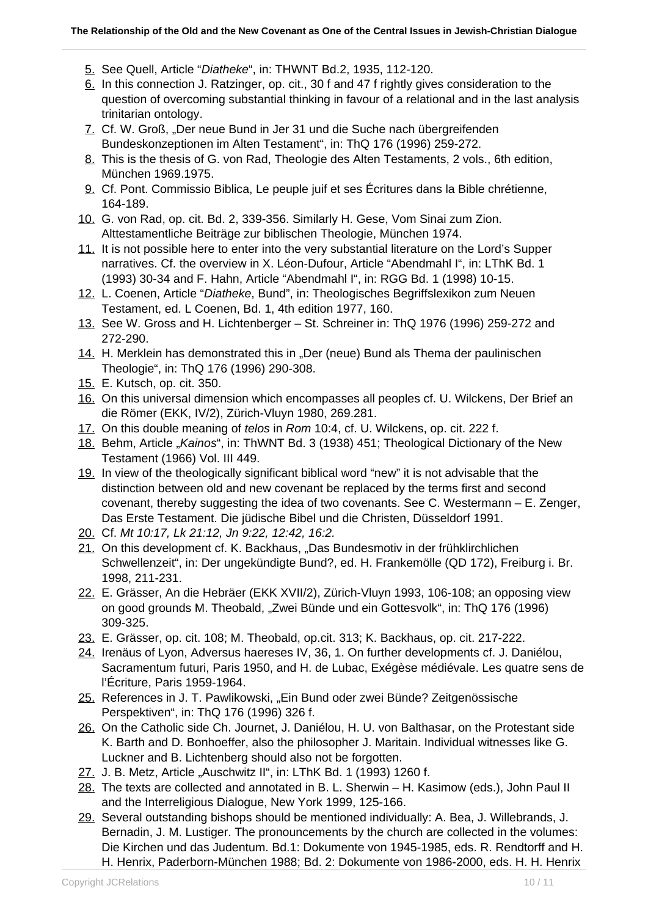5. See Quell, Article "*Diatheke*", in: THWNT Bd.2, 1935, 112-120.
6. In this connection J. Ratzinger, op. cit., 30 f and 47 f rightly gives consideration to the question of overcoming substantial thinking in favour of a relational and in the last analysis trinitarian ontology.
7. Cf. W. Groß, „Der neue Bund in Jer 31 und die Suche nach übergreifenden Bundeskonzeptionen im Alten Testament", in: ThQ 176 (1996) 259-272.
8. This is the thesis of G. von Rad, Theologie des Alten Testaments, 2 vols., 6th edition, München 1969.1975.
9. Cf. Pont. Commissio Biblica, Le peuple juif et ses Écritures dans la Bible chrétienne, 164-189.
10. G. von Rad, op. cit. Bd. 2, 339-356. Similarly H. Gese, Vom Sinai zum Zion. Alttestamentliche Beiträge zur biblischen Theologie, München 1974.
11. It is not possible here to enter into the very substantial literature on the Lord's Supper narratives. Cf. the overview in X. Léon-Dufour, Article "Abendmahl I", in: LThK Bd. 1 (1993) 30-34 and F. Hahn, Article "Abendmahl I", in: RGG Bd. 1 (1998) 10-15.
12. L. Coenen, Article "*Diatheke*, Bund", in: Theologisches Begriffslexikon zum Neuen Testament, ed. L Coenen, Bd. 1, 4th edition 1977, 160.
13. See W. Gross and H. Lichtenberger – St. Schreiner in: ThQ 1976 (1996) 259-272 and 272-290.
14. H. Merklein has demonstrated this in „Der (neue) Bund als Thema der paulinischen Theologie", in: ThQ 176 (1996) 290-308.
15. E. Kutsch, op. cit. 350.
16. On this universal dimension which encompasses all peoples cf. U. Wilckens, Der Brief an die Römer (EKK, IV/2), Zürich-Vluyn 1980, 269.281.
17. On this double meaning of *telos* in *Rom* 10:4, cf. U. Wilckens, op. cit. 222 f.
18. Behm, Article „*Kainos*", in: ThWNT Bd. 3 (1938) 451; Theological Dictionary of the New Testament (1966) Vol. III 449.
19. In view of the theologically significant biblical word "new" it is not advisable that the distinction between old and new covenant be replaced by the terms first and second covenant, thereby suggesting the idea of two covenants. See C. Westermann – E. Zenger, Das Erste Testament. Die jüdische Bibel und die Christen, Düsseldorf 1991.
20. Cf. *Mt 10:17, Lk 21:12, Jn 9:22, 12:42, 16:2.*
21. On this development cf. K. Backhaus, „Das Bundesmotiv in der frühkirchlichen Schwellenzeit", in: Der ungekündigte Bund?, ed. H. Frankemölle (QD 172), Freiburg i. Br. 1998, 211-231.
22. E. Grässer, An die Hebräer (EKK XVII/2), Zürich-Vluyn 1993, 106-108; an opposing view on good grounds M. Theobald, „Zwei Bünde und ein Gottesvolk", in: ThQ 176 (1996) 309-325.
23. E. Grässer, op. cit. 108; M. Theobald, op.cit. 313; K. Backhaus, op. cit. 217-222.
24. Irenäus of Lyon, Adversus haereses IV, 36, 1. On further developments cf. J. Daniélou, Sacramentum futuri, Paris 1950, and H. de Lubac, Exégèse médiévale. Les quatre sens de l'Écriture, Paris 1959-1964.
25. References in J. T. Pawlikowski, „Ein Bund oder zwei Bünde? Zeitgenössische Perspektiven", in: ThQ 176 (1996) 326 f.
26. On the Catholic side Ch. Journet, J. Daniélou, H. U. von Balthasar, on the Protestant side K. Barth and D. Bonhoeffer, also the philosopher J. Maritain. Individual witnesses like G. Luckner and B. Lichtenberg should also not be forgotten.
27. J. B. Metz, Article „Auschwitz II", in: LThK Bd. 1 (1993) 1260 f.
28. The texts are collected and annotated in B. L. Sherwin – H. Kasimow (eds.), John Paul II and the Interreligious Dialogue, New York 1999, 125-166.
29. Several outstanding bishops should be mentioned individually: A. Bea, J. Willebrands, J. Bernadin, J. M. Lustiger. The pronouncements by the church are collected in the volumes: Die Kirchen und das Judentum. Bd.1: Dokumente von 1945-1985, eds. R. Rendtorff and H. H. Henrix, Paderborn-München 1988; Bd. 2: Dokumente von 1986-2000, eds. H. H. Henrix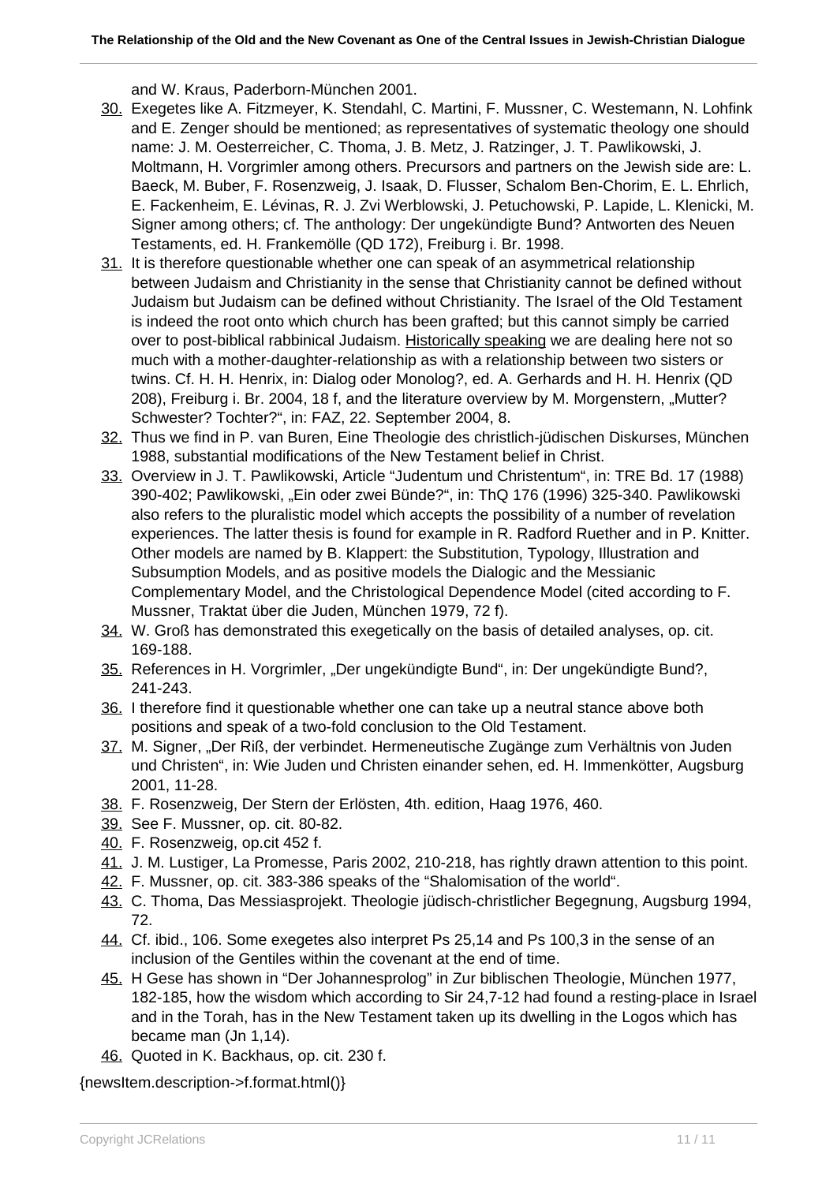and W. Kraus, Paderborn-München 2001.

30. Exegetes like A. Fitzmeyer, K. Stendahl, C. Martini, F. Mussner, C. Westemann, N. Lohfink and E. Zenger should be mentioned; as representatives of systematic theology one should name: J. M. Oesterreicher, C. Thoma, J. B. Metz, J. Ratzinger, J. T. Pawlikowski, J. Moltmann, H. Vorgrimler among others. Precursors and partners on the Jewish side are: L. Baeck, M. Buber, F. Rosenzweig, J. Isaak, D. Flusser, Schalom Ben-Chorim, E. L. Ehrlich, E. Fackenheim, E. Lévinas, R. J. Zvi Werblowski, J. Petuchowski, P. Lapide, L. Klenicki, M. Signer among others; cf. The anthology: Der ungekündigte Bund? Antworten des Neuen Testaments, ed. H. Frankemölle (QD 172), Freiburg i. Br. 1998.
31. It is therefore questionable whether one can speak of an asymmetrical relationship between Judaism and Christianity in the sense that Christianity cannot be defined without Judaism but Judaism can be defined without Christianity. The Israel of the Old Testament is indeed the root onto which church has been grafted; but this cannot simply be carried over to post-biblical rabbinical Judaism. Historically speaking we are dealing here not so much with a mother-daughter-relationship as with a relationship between two sisters or twins. Cf. H. H. Henrix, in: Dialog oder Monolog?, ed. A. Gerhards and H. H. Henrix (QD 208), Freiburg i. Br. 2004, 18 f, and the literature overview by M. Morgenstern, „Mutter? Schwester? Tochter?", in: FAZ, 22. September 2004, 8.
32. Thus we find in P. van Buren, Eine Theologie des christlich-jüdischen Diskurses, München 1988, substantial modifications of the New Testament belief in Christ.
33. Overview in J. T. Pawlikowski, Article "Judentum und Christentum", in: TRE Bd. 17 (1988) 390-402; Pawlikowski, „Ein oder zwei Bünde?", in: ThQ 176 (1996) 325-340. Pawlikowski also refers to the pluralistic model which accepts the possibility of a number of revelation experiences. The latter thesis is found for example in R. Radford Ruether and in P. Knitter. Other models are named by B. Klappert: the Substitution, Typology, Illustration and Subsumption Models, and as positive models the Dialogic and the Messianic Complementary Model, and the Christological Dependence Model (cited according to F. Mussner, Traktat über die Juden, München 1979, 72 f).
34. W. Groß has demonstrated this exegetically on the basis of detailed analyses, op. cit. 169-188.
35. References in H. Vorgrimler, „Der ungekündigte Bund", in: Der ungekündigte Bund?, 241-243.
36. I therefore find it questionable whether one can take up a neutral stance above both positions and speak of a two-fold conclusion to the Old Testament.
37. M. Signer, „Der Riß, der verbindet. Hermeneutische Zugänge zum Verhältnis von Juden und Christen", in: Wie Juden und Christen einander sehen, ed. H. Immenkötter, Augsburg 2001, 11-28.
38. F. Rosenzweig, Der Stern der Erlösten, 4th. edition, Haag 1976, 460.
39. See F. Mussner, op. cit. 80-82.
40. F. Rosenzweig, op.cit 452 f.
41. J. M. Lustiger, La Promesse, Paris 2002, 210-218, has rightly drawn attention to this point.
42. F. Mussner, op. cit. 383-386 speaks of the "Shalomisation of the world".
43. C. Thoma, Das Messiasprojekt. Theologie jüdisch-christlicher Begegnung, Augsburg 1994, 72.
44. Cf. ibid., 106. Some exegetes also interpret Ps 25,14 and Ps 100,3 in the sense of an inclusion of the Gentiles within the covenant at the end of time.
45. H Gese has shown in "Der Johannesprolog" in Zur biblischen Theologie, München 1977, 182-185, how the wisdom which according to Sir 24,7-12 had found a resting-place in Israel and in the Torah, has in the New Testament taken up its dwelling in the Logos which has became man (Jn 1,14).
46. Quoted in K. Backhaus, op. cit. 230 f.

{newsItem.description->f.format.html()}